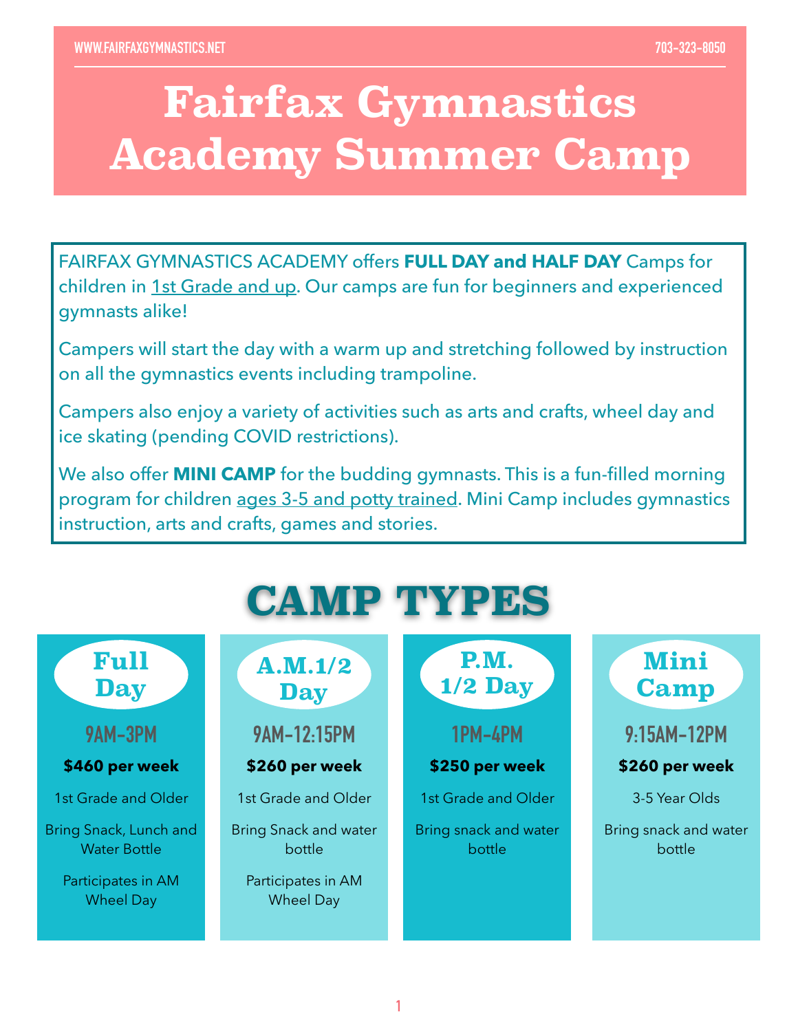WWW.FAIRFAXGYMNASTICS.NET 703-323-8050

# Fairfax Gymnastics Academy Summer Camp

FAIRFAX GYMNASTICS ACADEMY offers **FULL DAY and HALF DAY** Camps for children in 1st Grade and up. Our camps are fun for beginners and experienced gymnasts alike!

Campers will start the day with a warm up and stretching followed by instruction on all the gymnastics events including trampoline.

Campers also enjoy a variety of activities such as arts and crafts, wheel day and ice skating (pending COVID restrictions).

We also offer **MINI CAMP** for the budding gymnasts. This is a fun-filled morning program for children ages 3-5 and potty trained. Mini Camp includes gymnastics instruction, arts and crafts, games and stories.

## CAMP TYPES

### Full Day

9AM-3PM

**$460 per week**

1st Grade and Older

Bring Snack, Lunch and Water Bottle

Participates in AM Wheel Day

### A.M.1/2 Day

9AM-12:15PM

**$260 per week**

1st Grade and Older

Bring Snack and water bottle

Participates in AM Wheel Day

### P.M. 1/2 Day

1PM-4PM

**$250 per week**

1st Grade and Older

Bring snack and water bottle

### Mini Camp

9:15AM-12PM

**$260 per week**

3-5 Year Olds

Bring snack and water bottle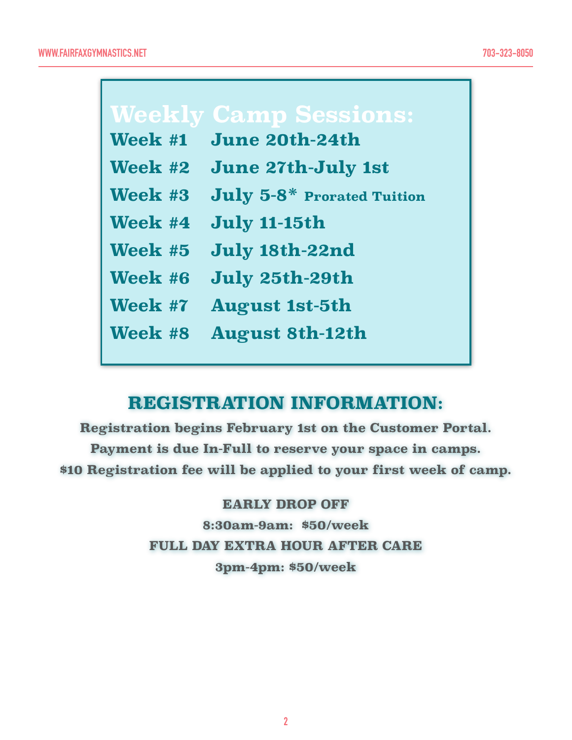## Weekly Camp Sessions:

| | |
|---|---|
| **Week #1** | **June 20th-24th** |
| **Week #2** | **June 27th-July 1st** |
| **Week #3** | **July 5-8*** **Prorated Tuition** |
| **Week #4** | **July 11-15th** |
| **Week #5** | **July 18th-22nd** |
| **Week #6** | **July 25th-29th** |
| **Week #7** | **August 1st-5th** |
| **Week #8** | **August 8th-12th** |

## REGISTRATION INFORMATION:

**Registration begins February 1st on the Customer Portal.**

**Payment is due In-Full to reserve your space in camps.**

**$10 Registration fee will be applied to your first week of camp.**

**EARLY DROP OFF**

**8:30am-9am: $50/week**

**FULL DAY EXTRA HOUR AFTER CARE**

**3pm-4pm: $50/week**